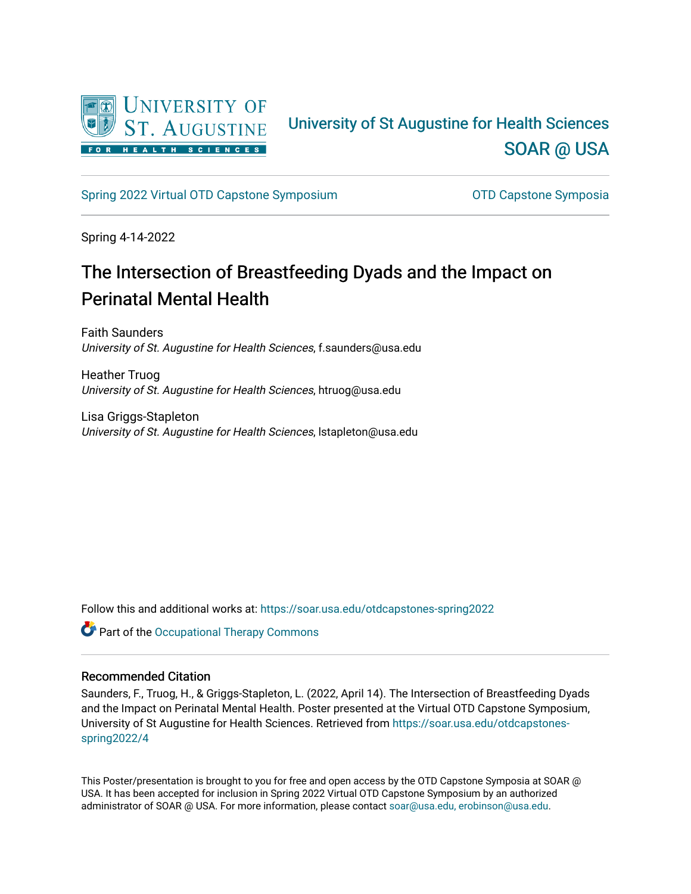University of St Augustine for Health Sciences

SOAR @ USA

Spring 2022 Virtual OTD Capstone Symposium | OTD Capstone Symposia

Spring 4-14-2022

# The Intersection of Breastfeeding Dyads and the Impact on Perinatal Mental Health

Faith Saunders
*University of St. Augustine for Health Sciences*, f.saunders@usa.edu

Heather Truog
*University of St. Augustine for Health Sciences*, htruog@usa.edu

Lisa Griggs-Stapleton
*University of St. Augustine for Health Sciences*, lstapleton@usa.edu

Follow this and additional works at: https://soar.usa.edu/otdcapstones-spring2022

Part of the Occupational Therapy Commons

## Recommended Citation

Saunders, F., Truog, H., & Griggs-Stapleton, L. (2022, April 14). The Intersection of Breastfeeding Dyads and the Impact on Perinatal Mental Health. Poster presented at the Virtual OTD Capstone Symposium, University of St Augustine for Health Sciences. Retrieved from https://soar.usa.edu/otdcapstones-spring2022/4

This Poster/presentation is brought to you for free and open access by the OTD Capstone Symposia at SOAR @ USA. It has been accepted for inclusion in Spring 2022 Virtual OTD Capstone Symposium by an authorized administrator of SOAR @ USA. For more information, please contact soar@usa.edu, erobinson@usa.edu.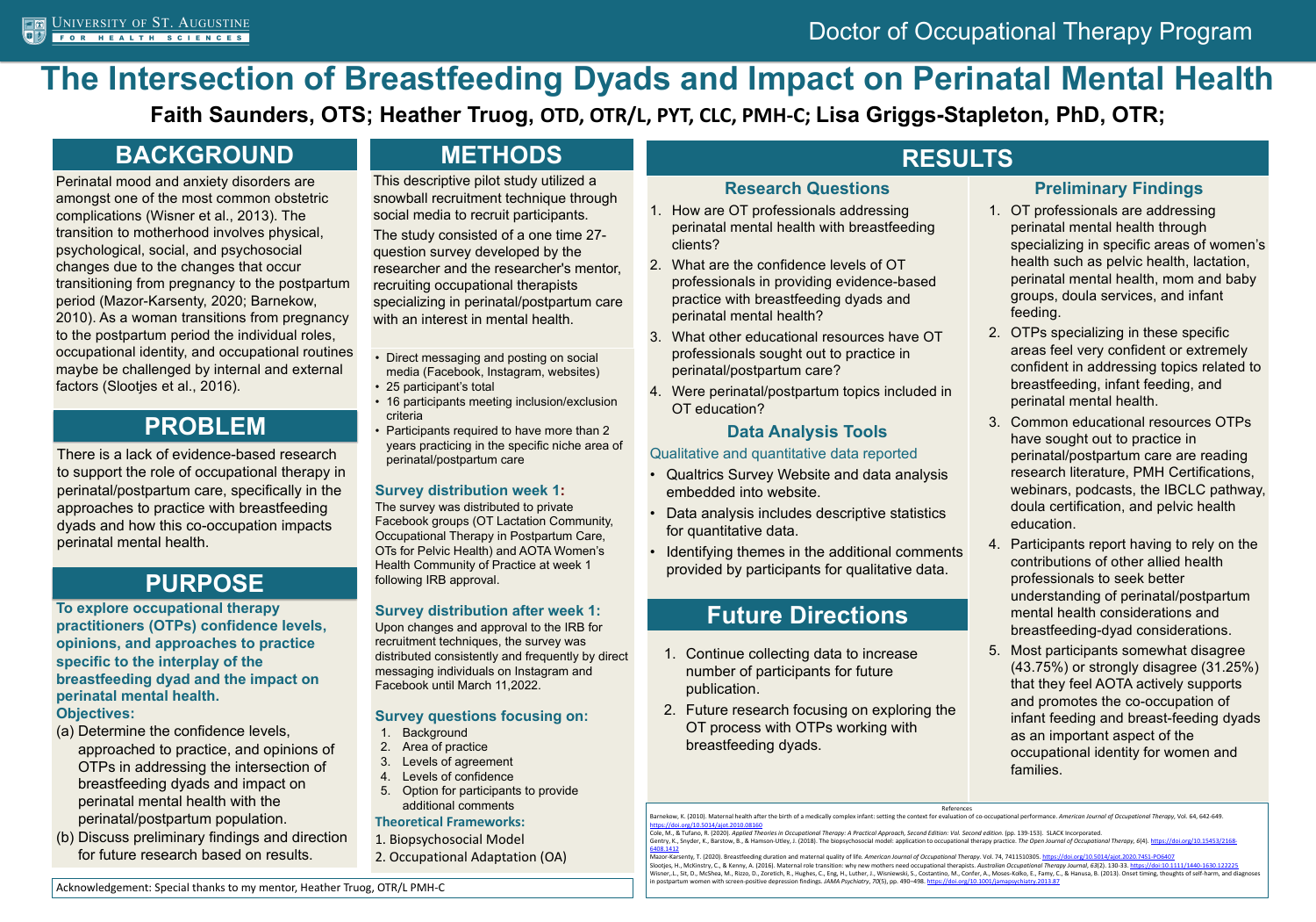University of St. Augustine for Health Sciences

Doctor of Occupational Therapy Program

# The Intersection of Breastfeeding Dyads and Impact on Perinatal Mental Health

**Faith Saunders, OTS; Heather Truog, OTD, OTR/L, PYT, CLC, PMH-C; Lisa Griggs-Stapleton, PhD, OTR;**

## BACKGROUND

Perinatal mood and anxiety disorders are amongst one of the most common obstetric complications (Wisner et al., 2013). The transition to motherhood involves physical, psychological, social, and psychosocial changes due to the changes that occur transitioning from pregnancy to the postpartum period (Mazor-Karsenty, 2020; Barnekow, 2010). As a woman transitions from pregnancy to the postpartum period the individual roles, occupational identity, and occupational routines maybe be challenged by internal and external factors (Slootjes et al., 2016).

## PROBLEM

There is a lack of evidence-based research to support the role of occupational therapy in perinatal/postpartum care, specifically in the approaches to practice with breastfeeding dyads and how this co-occupation impacts perinatal mental health.

## PURPOSE

**To explore occupational therapy practitioners (OTPs) confidence levels, opinions, and approaches to practice specific to the interplay of the breastfeeding dyad and the impact on perinatal mental health.**

**Objectives:**

(a) Determine the confidence levels, approached to practice, and opinions of OTPs in addressing the intersection of breastfeeding dyads and impact on perinatal mental health with the perinatal/postpartum population.

(b) Discuss preliminary findings and direction for future research based on results.

## METHODS

This descriptive pilot study utilized a snowball recruitment technique through social media to recruit participants.

The study consisted of a one time 27-question survey developed by the researcher and the researcher's mentor, recruiting occupational therapists specializing in perinatal/postpartum care with an interest in mental health.

- Direct messaging and posting on social media (Facebook, Instagram, websites)
- 25 participant's total
- 16 participants meeting inclusion/exclusion criteria
- Participants required to have more than 2 years practicing in the specific niche area of perinatal/postpartum care

### Survey distribution week 1:

The survey was distributed to private Facebook groups (OT Lactation Community, Occupational Therapy in Postpartum Care, OTs for Pelvic Health) and AOTA Women's Health Community of Practice at week 1 following IRB approval.

### Survey distribution after week 1:

Upon changes and approval to the IRB for recruitment techniques, the survey was distributed consistently and frequently by direct messaging individuals on Instagram and Facebook until March 11,2022.

### Survey questions focusing on:

1. Background
2. Area of practice
3. Levels of agreement
4. Levels of confidence
5. Option for participants to provide additional comments

### Theoretical Frameworks:

1. Biopsychosocial Model
2. Occupational Adaptation (OA)

## RESULTS

### Research Questions

1. How are OT professionals addressing perinatal mental health with breastfeeding clients?
2. What are the confidence levels of OT professionals in providing evidence-based practice with breastfeeding dyads and perinatal mental health?
3. What other educational resources have OT professionals sought out to practice in perinatal/postpartum care?
4. Were perinatal/postpartum topics included in OT education?

### Data Analysis Tools

Qualitative and quantitative data reported

- Qualtrics Survey Website and data analysis embedded into website.
- Data analysis includes descriptive statistics for quantitative data.
- Identifying themes in the additional comments provided by participants for qualitative data.

### Preliminary Findings

1. OT professionals are addressing perinatal mental health through specializing in specific areas of women's health such as pelvic health, lactation, perinatal mental health, mom and baby groups, doula services, and infant feeding.
2. OTPs specializing in these specific areas feel very confident or extremely confident in addressing topics related to breastfeeding, infant feeding, and perinatal mental health.
3. Common educational resources OTPs have sought out to practice in perinatal/postpartum care are reading research literature, PMH Certifications, webinars, podcasts, the IBCLC pathway, doula certification, and pelvic health education.
4. Participants report having to rely on the contributions of other allied health professionals to seek better understanding of perinatal/postpartum mental health considerations and breastfeeding-dyad considerations.
5. Most participants somewhat disagree (43.75%) or strongly disagree (31.25%) that they feel AOTA actively supports and promotes the co-occupation of infant feeding and breast-feeding dyads as an important aspect of the occupational identity for women and families.

## Future Directions

1. Continue collecting data to increase number of participants for future publication.
2. Future research focusing on exploring the OT process with OTPs working with breastfeeding dyads.

References

Barnekow, K. (2010). Maternal health after the birth of a medically complex infant: setting the context for evaluation of co-occupational performance. *American Journal of Occupational Therapy*, Vol. 64, 642-649. https://doi.org/10.5014/ajot.2010.08160

Cole, M., & Tufano, R. (2020). *Applied Theories in Occupational Therapy: A Practical Approach, Second Edition: Vol. Second edition.* (pp. 139-153). SLACK Incorporated.

Gentry, K., Snyder, K., Barstow, B., & Hamson-Utley, J. (2018). The biopsychosocial model: application to occupational therapy practice. *The Open Journal of Occupational Therapy*, 6(4). https://doi.org/10.15453/2168-6408.1412

Mazor-Karsenty, T. (2020). Breastfeeding duration and maternal quality of life. *American Journal of Occupational Therapy*. Vol. 74, 7411510305. https://doi.org/10.5014/ajot.2020.74S1-PO6407

Slootjes, H., McKinstry, C., & Kenny, A. (2016). Maternal role transition: why new mothers need occupational therapists. *Australian Occupational Therapy Journal*, 63(2). 130-33. https://doi:10.1111/1440-1630.122225

Wisner, L., Sit, D., McShea, M., Rizzo, D., Zoretich, R., Hughes, C., Eng, H., Luther, J., Wisniewski, S., Costantino, M., Confer, A., Moses-Kolko, E., Famy, C., & Hanusa, B. (2013). Onset timing, thoughts of self-harm, and diagnoses in postpartum women with screen-positive depression findings. *JAMA Psychiatry*, 70(5), pp. 490–498. https://doi.org/10.1001/jamapsychiatry.2013.87

Acknowledgement: Special thanks to my mentor, Heather Truog, OTR/L PMH-C